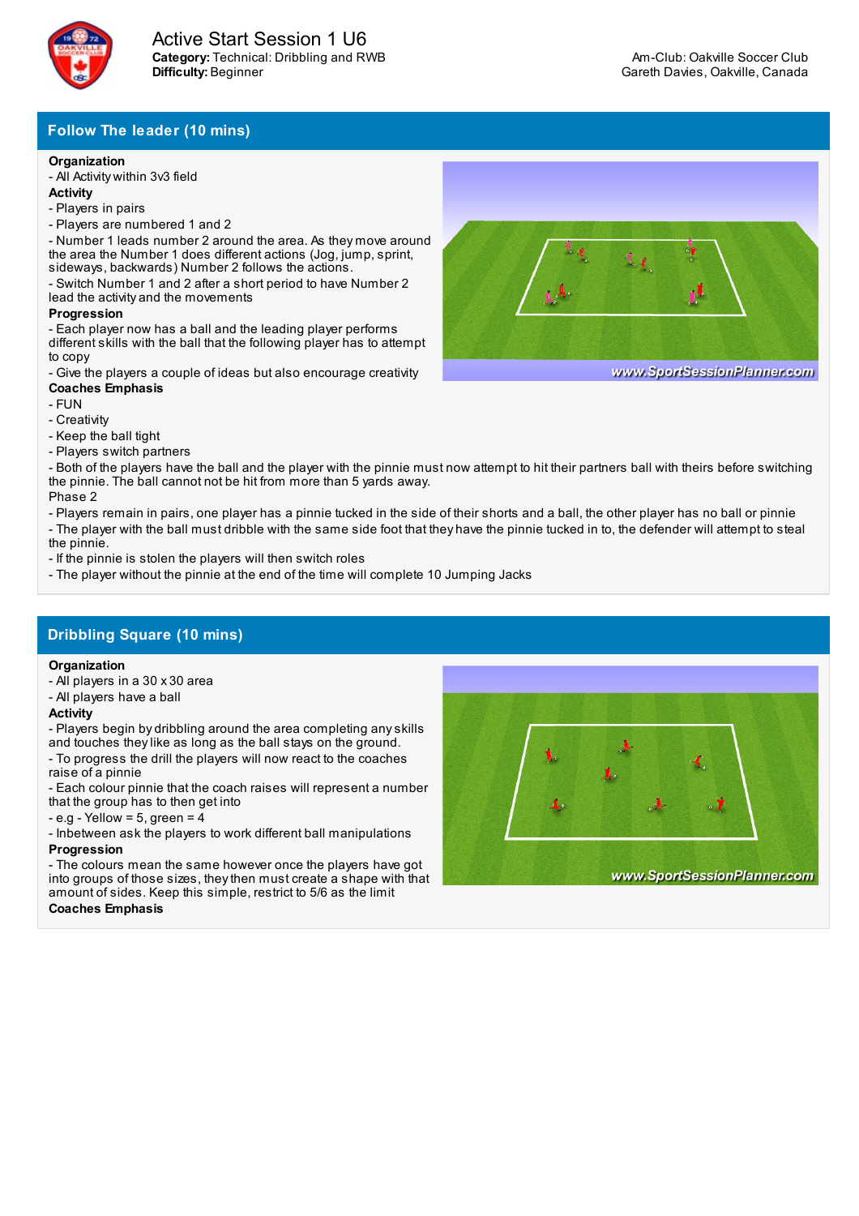# Active Start Session 1 U6

**Category:** Technical: Dribbling and RWB
**Difficulty:** Beginner

Am-Club: Oakville Soccer Club
Gareth Davies, Oakville, Canada

## Follow The leader (10 mins)

**Organization**
- All Activity within 3v3 field

**Activity**
- Players in pairs
- Players are numbered 1 and 2
- Number 1 leads number 2 around the area. As they move around the area the Number 1 does different actions (Jog, jump, sprint, sideways, backwards) Number 2 follows the actions.
- Switch Number 1 and 2 after a short period to have Number 2 lead the activity and the movements

**Progression**
- Each player now has a ball and the leading player performs different skills with the ball that the following player has to attempt to copy
- Give the players a couple of ideas but also encourage creativity

**Coaches Emphasis**
- FUN
- Creativity
- Keep the ball tight
- Players switch partners
- Both of the players have the ball and the player with the pinnie must now attempt to hit their partners ball with theirs before switching the pinnie. The ball cannot not be hit from more than 5 yards away.

Phase 2
- Players remain in pairs, one player has a pinnie tucked in the side of their shorts and a ball, the other player has no ball or pinnie
- The player with the ball must dribble with the same side foot that they have the pinnie tucked in to, the defender will attempt to steal the pinnie.
- If the pinnie is stolen the players will then switch roles
- The player without the pinnie at the end of the time will complete 10 Jumping Jacks

## Dribbling Square (10 mins)

**Organization**
- All players in a 30 x 30 area
- All players have a ball

**Activity**
- Players begin by dribbling around the area completing any skills and touches they like as long as the ball stays on the ground.
- To progress the drill the players will now react to the coaches raise of a pinnie
- Each colour pinnie that the coach raises will represent a number that the group has to then get into
- e.g - Yellow = 5, green = 4
- Inbetween ask the players to work different ball manipulations

**Progression**
- The colours mean the same however once the players have got into groups of those sizes, they then must create a shape with that amount of sides. Keep this simple, restrict to 5/6 as the limit

**Coaches Emphasis**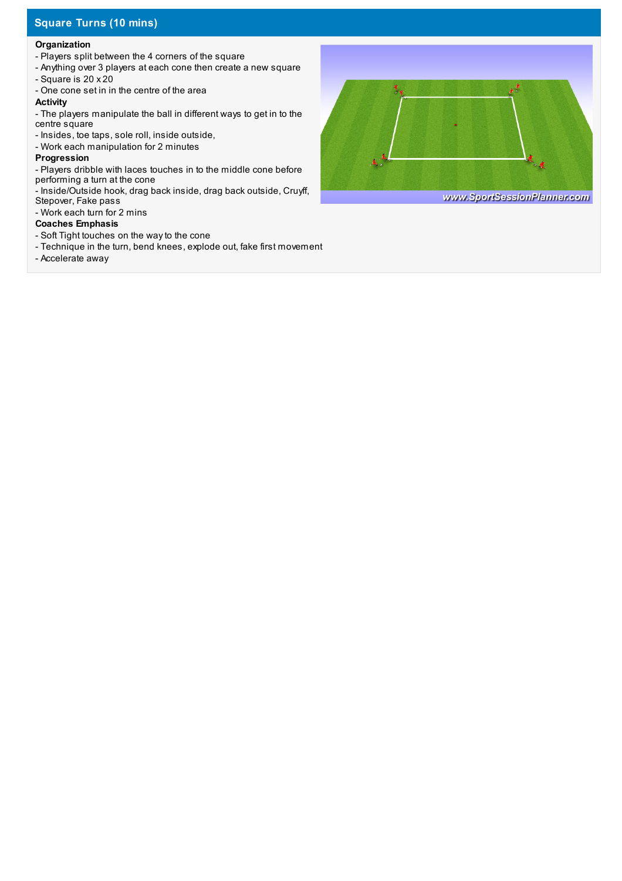## Square Turns (10 mins)

**Organization**

- Players split between the 4 corners of the square
- Anything over 3 players at each cone then create a new square
- Square is 20 x 20
- One cone set in in the centre of the area

**Activity**

- The players manipulate the ball in different ways to get in to the centre square
- Insides, toe taps, sole roll, inside outside,
- Work each manipulation for 2 minutes

**Progression**

- Players dribble with laces touches in to the middle cone before performing a turn at the cone
- Inside/Outside hook, drag back inside, drag back outside, Cruyff, Stepover, Fake pass
- Work each turn for 2 mins

**Coaches Emphasis**

- Soft Tight touches on the way to the cone
- Technique in the turn, bend knees, explode out, fake first movement
- Accelerate away